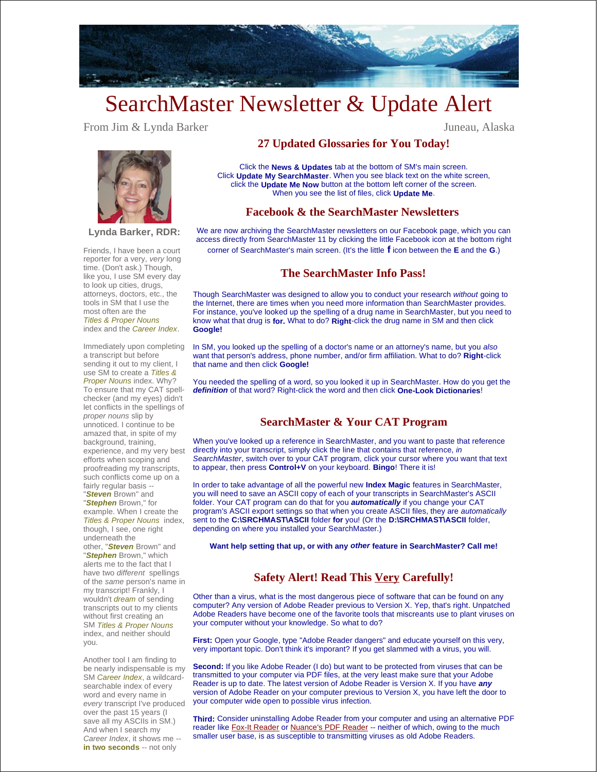# SearchMaster Newsletter & Update Alert

From Jim & Lynda Barker

Juneau, Alaska

## 27 Updated Glossaries for You Today!

Click the **News & Updates** tab at the bottom of SM's main screen. Click **Update My SearchMaster**. When you see black text on the white screen, click the **Update Me Now** button at the bottom left corner of the screen. When you see the list of files, click **Update Me**.

## Facebook & the SearchMaster Newsletters

We are now archiving the SearchMaster newsletters on our Facebook page, which you can access directly from SearchMaster 11 by clicking the little Facebook icon at the bottom right corner of SearchMaster's main screen. (It's the little **f** icon between the **E** and the **G**.)

## The SearchMaster Info Pass!

Though SearchMaster was designed to allow you to conduct your research *without* going to the Internet, there are times when you need more information than SearchMaster provides. For instance, you've looked up the spelling of a drug name in SearchMaster, but you need to know what that drug is **for.** What to do? **Right**-click the drug name in SM and then click **Google!**

In SM, you looked up the spelling of a doctor's name or an attorney's name, but you *also* want that person's address, phone number, and/or firm affiliation. What to do? **Right**-click that name and then click **Google!**

You needed the spelling of a word, so you looked it up in SearchMaster. How do you get the ***definition*** of that word? Right-click the word and then click **One-Look Dictionaries**!

## SearchMaster & Your CAT Program

When you've looked up a reference in SearchMaster, and you want to paste that reference directly into your transcript, simply click the line that contains that reference, *in SearchMaster*, switch over to your CAT program, click your cursor where you want that text to appear, then press **Control+V** on your keyboard. **Bingo**! There it is!

In order to take advantage of all the powerful new **Index Magic** features in SearchMaster, you will need to save an ASCII copy of each of your transcripts in SearchMaster's ASCII folder. Your CAT program can do that for you ***automatically*** if you change your CAT program's ASCII export settings so that when you create ASCII files, they are *automatically* sent to the **C:\SRCHMAST\ASCII** folder **for** you! (Or the **D:\SRCHMAST\ASCII** folder, depending on where you installed your SearchMaster.)

**Want help setting that up, or with any *other* feature in SearchMaster? Call me!**

## Safety Alert! Read This Very Carefully!

Other than a virus, what is the most dangerous piece of software that can be found on any computer? Any version of Adobe Reader previous to Version X. Yep, that's right. Unpatched Adobe Readers have become one of the favorite tools that miscreants use to plant viruses on your computer without your knowledge. So what to do?

**First:** Open your Google, type "Adobe Reader dangers" and educate yourself on this very, very important topic. Don't think it's imporant? If you get slammed with a virus, you will.

**Second:** If you like Adobe Reader (I do) but want to be protected from viruses that can be transmitted to your computer via PDF files, at the very least make sure that your Adobe Reader is up to date. The latest version of Adobe Reader is Version X. If you have ***any*** version of Adobe Reader on your computer previous to Version X, you have left the door to your computer wide open to possible virus infection.

**Third:** Consider uninstalling Adobe Reader from your computer and using an alternative PDF reader like Fox-It Reader or Nuance's PDF Reader -- neither of which, owing to the much smaller user base, is as susceptible to transmitting viruses as old Adobe Readers.

---

**Lynda Barker, RDR:**

Friends, I have been a court reporter for a very, *very* long time. (Don't ask.) Though, like you, I use SM every day to look up cities, drugs, attorneys, doctors, etc., the tools in SM that I use the most often are the *Titles & Proper Nouns* index and the *Career Index*.

Immediately upon completing a transcript but before sending it out to my client, I use SM to create a *Titles & Proper Nouns* index. Why? To ensure that my CAT spell-checker (and my eyes) didn't let conflicts in the spellings of *proper nouns* slip by unnoticed. I continue to be amazed that, in spite of my background, training, experience, and my very best efforts when scoping and proofreading my transcripts, such conflicts come up on a fairly regular basis -- "***Steven*** Brown" and "***Stephen*** Brown," for example. When I create the *Titles & Proper Nouns* index, though, I see, one right underneath the other, "***Steven*** Brown" and "***Stephen*** Brown," which alerts me to the fact that I have two *different* spellings of the *same* person's name in my transcript! Frankly, I wouldn't *dream* of sending transcripts out to my clients without first creating an SM *Titles & Proper Nouns* index, and neither should you.

Another tool I am finding to be nearly indispensable is my SM *Career Index*, a wildcard-searchable index of every word and every name in *every* transcript I've produced over the past 15 years (I save all my ASCIIs in SM.) And when I search my *Career Index*, it shows me -- **in two seconds** -- not only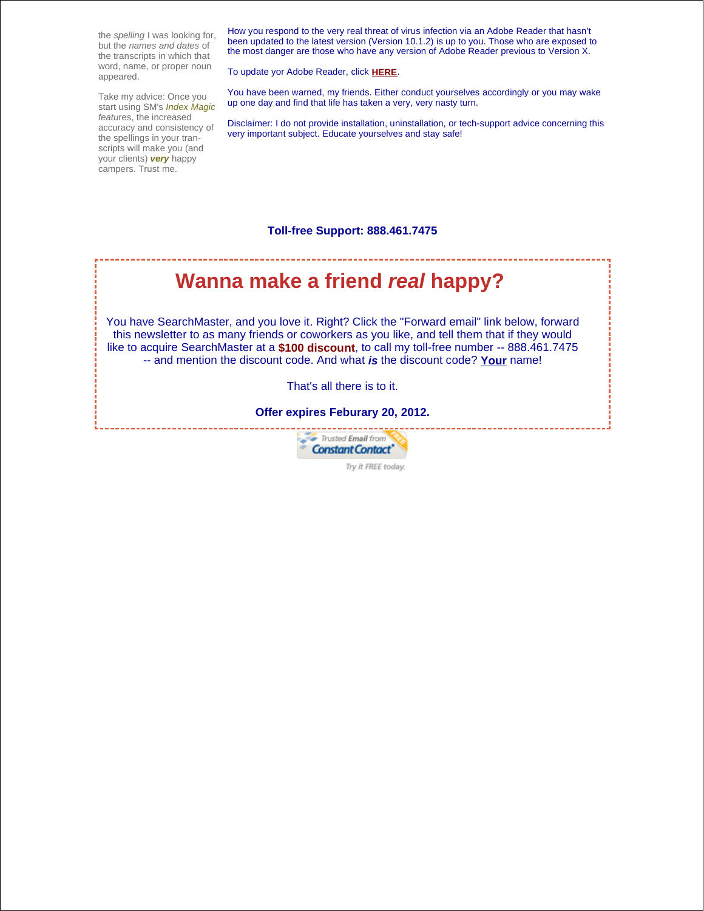the *spelling* I was looking for, but the *names and dates* of the transcripts in which that word, name, or proper noun appeared.

Take my advice: Once you start using SM's *Index Magic features*, the increased accuracy and consistency of the spellings in your tran-scripts will make you (and your clients) ***very*** happy campers. Trust me.

How you respond to the very real threat of virus infection via an Adobe Reader that hasn't been updated to the latest version (Version 10.1.2) is up to you. Those who are exposed to the most danger are those who have any version of Adobe Reader previous to Version X.

To update yor Adobe Reader, click **HERE**.

You have been warned, my friends. Either conduct yourselves accordingly or you may wake up one day and find that life has taken a very, very nasty turn.

Disclaimer: I do not provide installation, uninstallation, or tech-support advice concerning this very important subject. Educate yourselves and stay safe!

**Toll-free Support: 888.461.7475**

# Wanna make a friend *real* happy?

You have SearchMaster, and you love it. Right? Click the "Forward email" link below, forward this newsletter to as many friends or coworkers as you like, and tell them that if they would like to acquire SearchMaster at a **$100 discount**, to call my toll-free number -- 888.461.7475 -- and mention the discount code. And what ***is*** the discount code? **Your** name!

That's all there is to it.

**Offer expires Feburary 20, 2012.**

Trusted Email from Constant Contact

Try it FREE today.